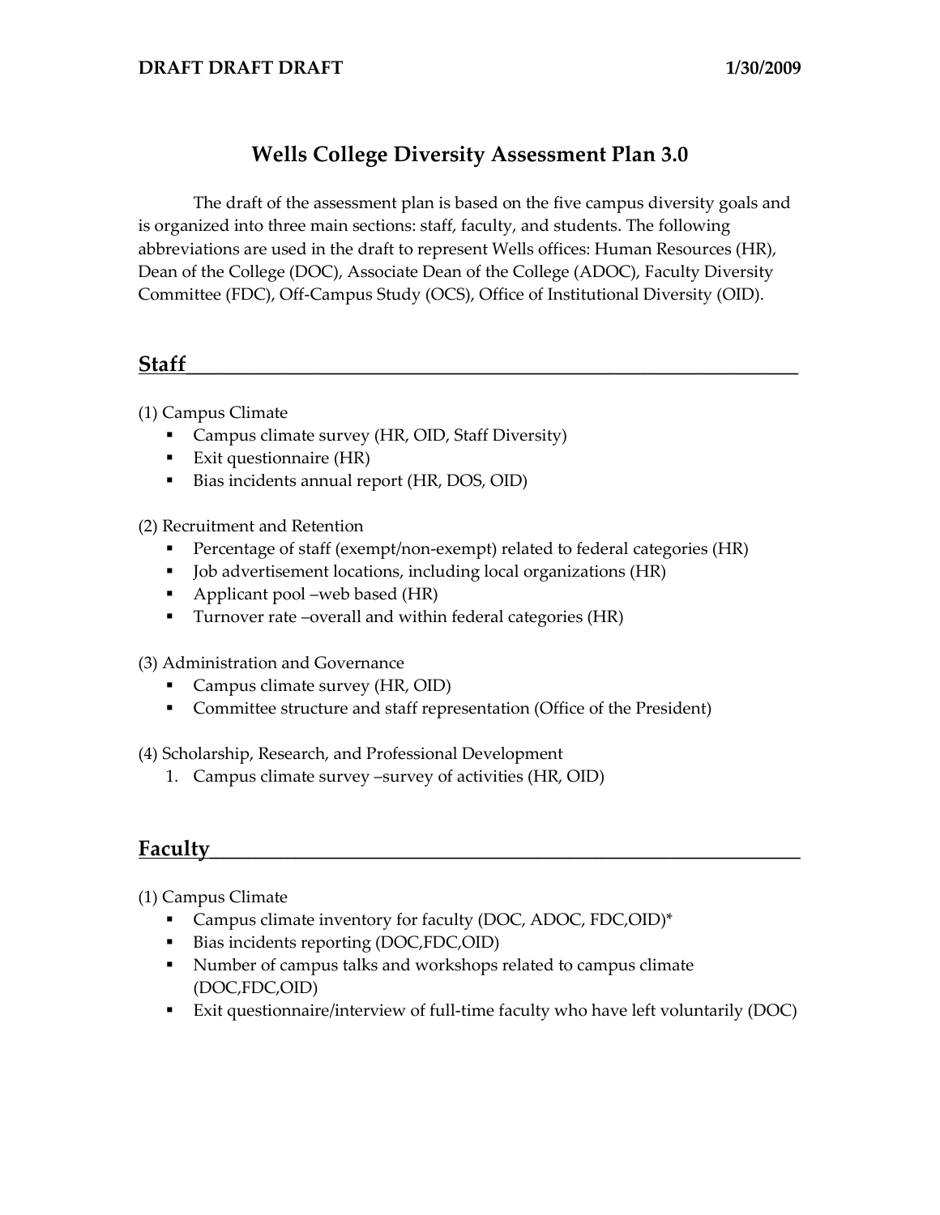**DRAFT DRAFT DRAFT** **1/30/2009**

# Wells College Diversity Assessment Plan 3.0

The draft of the assessment plan is based on the five campus diversity goals and is organized into three main sections: staff, faculty, and students. The following abbreviations are used in the draft to represent Wells offices: Human Resources (HR), Dean of the College (DOC), Associate Dean of the College (ADOC), Faculty Diversity Committee (FDC), Off-Campus Study (OCS), Office of Institutional Diversity (OID).

## Staff

(1) Campus Climate

- Campus climate survey (HR, OID, Staff Diversity)
- Exit questionnaire (HR)
- Bias incidents annual report (HR, DOS, OID)

(2) Recruitment and Retention

- Percentage of staff (exempt/non-exempt) related to federal categories (HR)
- Job advertisement locations, including local organizations (HR)
- Applicant pool –web based (HR)
- Turnover rate –overall and within federal categories (HR)

(3) Administration and Governance

- Campus climate survey (HR, OID)
- Committee structure and staff representation (Office of the President)

(4) Scholarship, Research, and Professional Development

1. Campus climate survey –survey of activities (HR, OID)

## Faculty

(1) Campus Climate

- Campus climate inventory for faculty (DOC, ADOC, FDC,OID)*
- Bias incidents reporting (DOC,FDC,OID)
- Number of campus talks and workshops related to campus climate (DOC,FDC,OID)
- Exit questionnaire/interview of full-time faculty who have left voluntarily (DOC)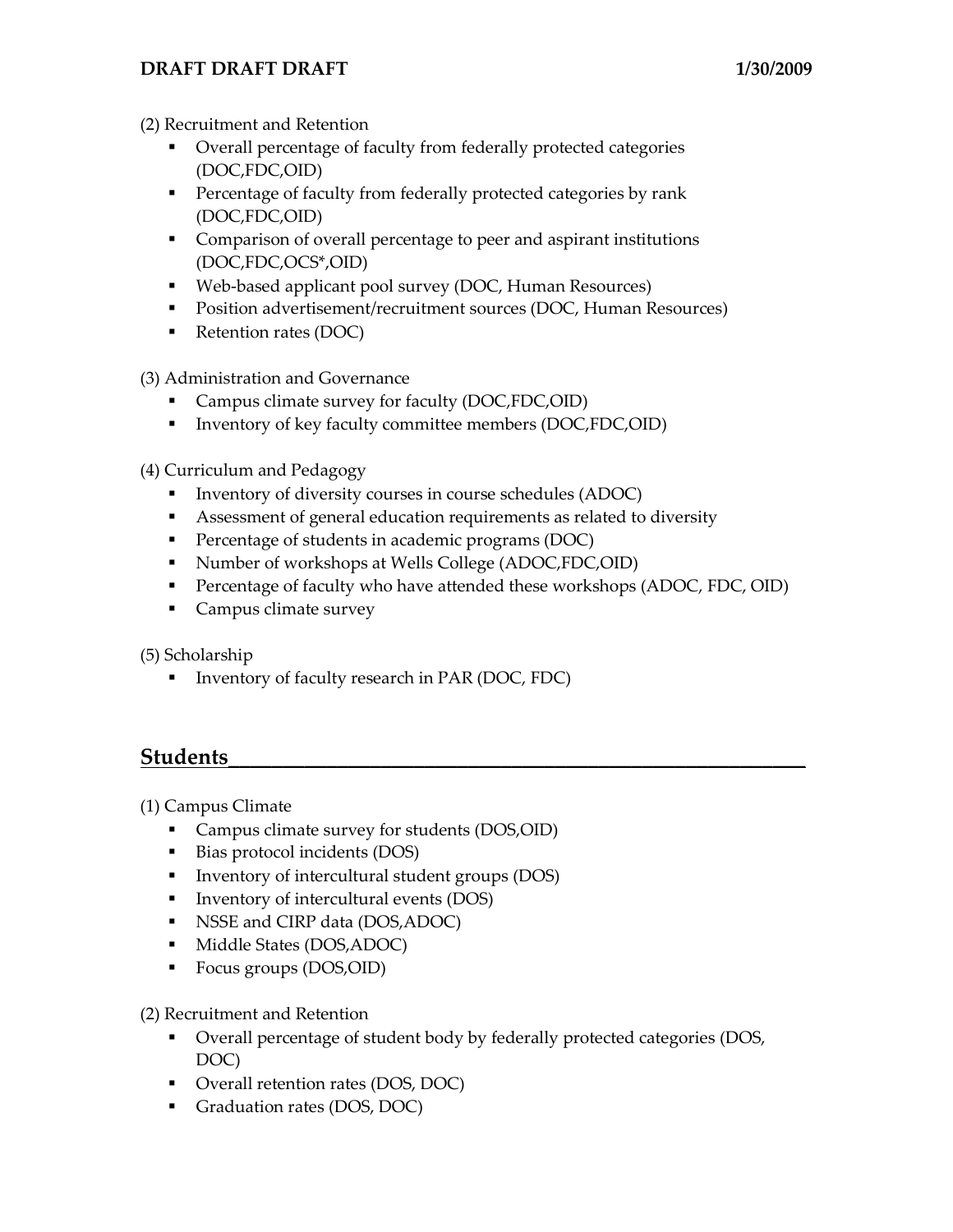(2) Recruitment and Retention

- Overall percentage of faculty from federally protected categories (DOC,FDC,OID)
- Percentage of faculty from federally protected categories by rank (DOC,FDC,OID)
- Comparison of overall percentage to peer and aspirant institutions (DOC,FDC,OCS*,OID)
- Web-based applicant pool survey (DOC, Human Resources)
- Position advertisement/recruitment sources (DOC, Human Resources)
- Retention rates (DOC)

(3) Administration and Governance

- Campus climate survey for faculty (DOC,FDC,OID)
- Inventory of key faculty committee members (DOC,FDC,OID)

(4) Curriculum and Pedagogy

- Inventory of diversity courses in course schedules (ADOC)
- Assessment of general education requirements as related to diversity
- Percentage of students in academic programs (DOC)
- Number of workshops at Wells College (ADOC,FDC,OID)
- Percentage of faculty who have attended these workshops (ADOC, FDC, OID)
- Campus climate survey

(5) Scholarship

- Inventory of faculty research in PAR (DOC, FDC)

## Students

(1) Campus Climate

- Campus climate survey for students (DOS,OID)
- Bias protocol incidents (DOS)
- Inventory of intercultural student groups (DOS)
- Inventory of intercultural events (DOS)
- NSSE and CIRP data (DOS,ADOC)
- Middle States (DOS,ADOC)
- Focus groups (DOS,OID)

(2) Recruitment and Retention

- Overall percentage of student body by federally protected categories (DOS, DOC)
- Overall retention rates (DOS, DOC)
- Graduation rates (DOS, DOC)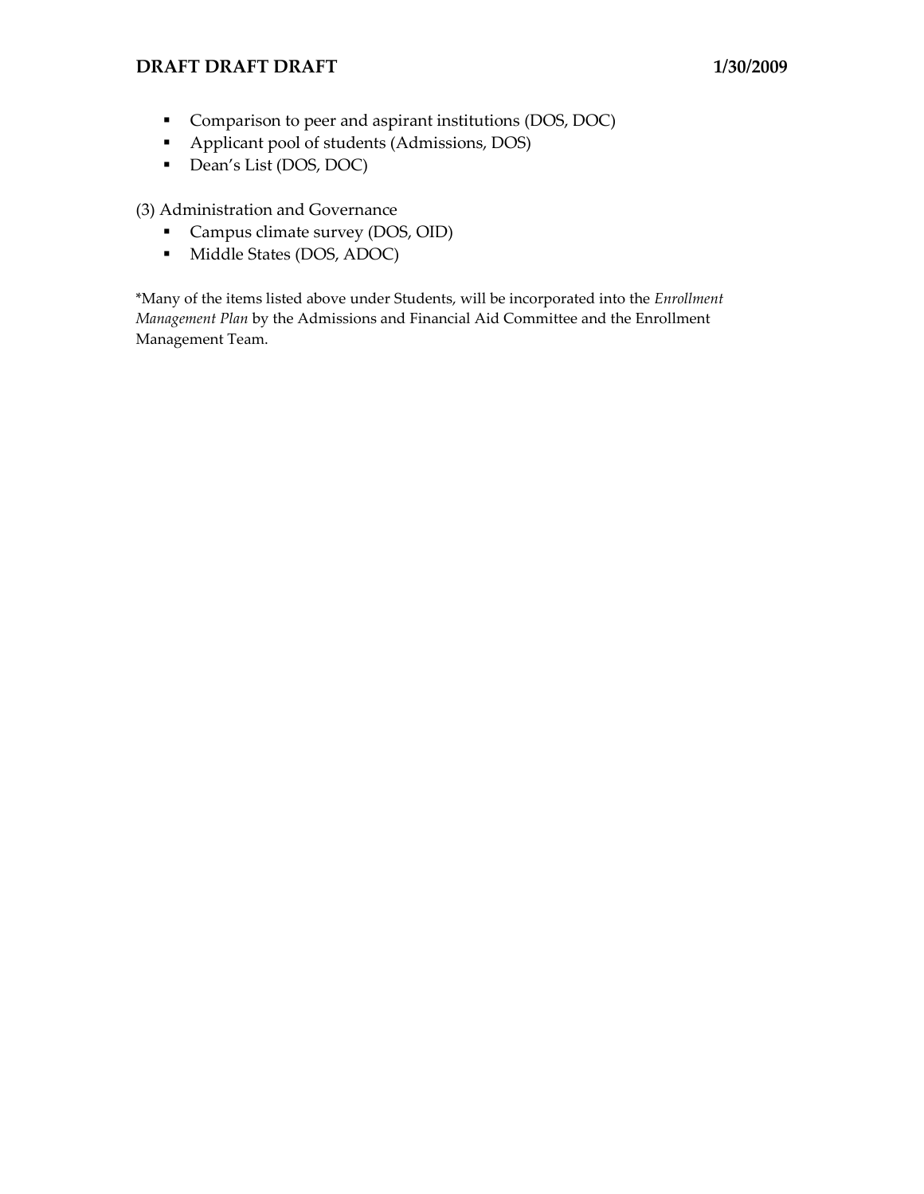- Comparison to peer and aspirant institutions (DOS, DOC)
- Applicant pool of students (Admissions, DOS)
- Dean's List (DOS, DOC)

(3) Administration and Governance

- Campus climate survey (DOS, OID)
- Middle States (DOS, ADOC)

*Many of the items listed above under Students, will be incorporated into the *Enrollment Management Plan* by the Admissions and Financial Aid Committee and the Enrollment Management Team.